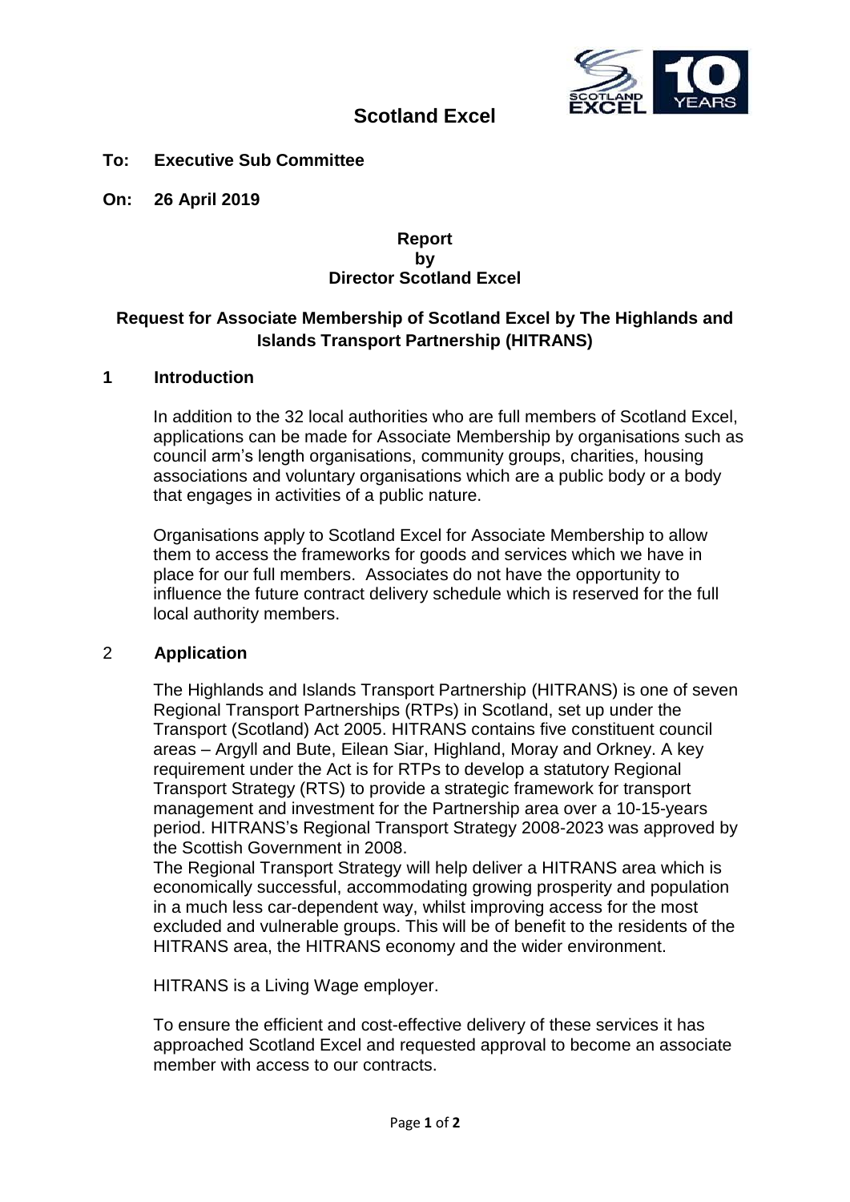# Scotland Excel

**To: Executive Sub Committee**

**On: 26 April 2019**

**Report**
**by**
**Director Scotland Excel**

## Request for Associate Membership of Scotland Excel by The Highlands and Islands Transport Partnership (HITRANS)

### 1 Introduction

In addition to the 32 local authorities who are full members of Scotland Excel, applications can be made for Associate Membership by organisations such as council arm's length organisations, community groups, charities, housing associations and voluntary organisations which are a public body or a body that engages in activities of a public nature.

Organisations apply to Scotland Excel for Associate Membership to allow them to access the frameworks for goods and services which we have in place for our full members. Associates do not have the opportunity to influence the future contract delivery schedule which is reserved for the full local authority members.

### 2 Application

The Highlands and Islands Transport Partnership (HITRANS) is one of seven Regional Transport Partnerships (RTPs) in Scotland, set up under the Transport (Scotland) Act 2005. HITRANS contains five constituent council areas – Argyll and Bute, Eilean Siar, Highland, Moray and Orkney. A key requirement under the Act is for RTPs to develop a statutory Regional Transport Strategy (RTS) to provide a strategic framework for transport management and investment for the Partnership area over a 10-15-years period. HITRANS's Regional Transport Strategy 2008-2023 was approved by the Scottish Government in 2008.
The Regional Transport Strategy will help deliver a HITRANS area which is economically successful, accommodating growing prosperity and population in a much less car-dependent way, whilst improving access for the most excluded and vulnerable groups. This will be of benefit to the residents of the HITRANS area, the HITRANS economy and the wider environment.

HITRANS is a Living Wage employer.

To ensure the efficient and cost-effective delivery of these services it has approached Scotland Excel and requested approval to become an associate member with access to our contracts.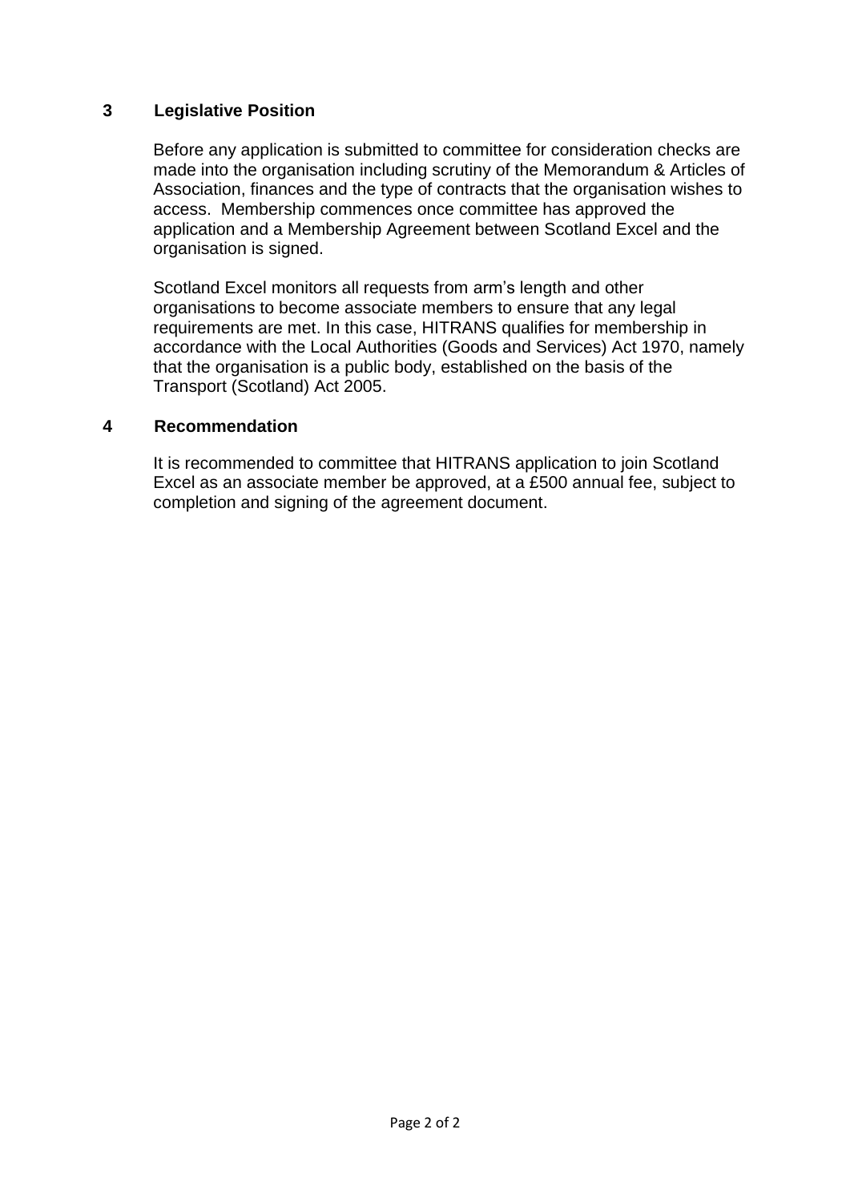## 3 Legislative Position

Before any application is submitted to committee for consideration checks are made into the organisation including scrutiny of the Memorandum & Articles of Association, finances and the type of contracts that the organisation wishes to access. Membership commences once committee has approved the application and a Membership Agreement between Scotland Excel and the organisation is signed.

Scotland Excel monitors all requests from arm's length and other organisations to become associate members to ensure that any legal requirements are met. In this case, HITRANS qualifies for membership in accordance with the Local Authorities (Goods and Services) Act 1970, namely that the organisation is a public body, established on the basis of the Transport (Scotland) Act 2005.

## 4 Recommendation

It is recommended to committee that HITRANS application to join Scotland Excel as an associate member be approved, at a £500 annual fee, subject to completion and signing of the agreement document.